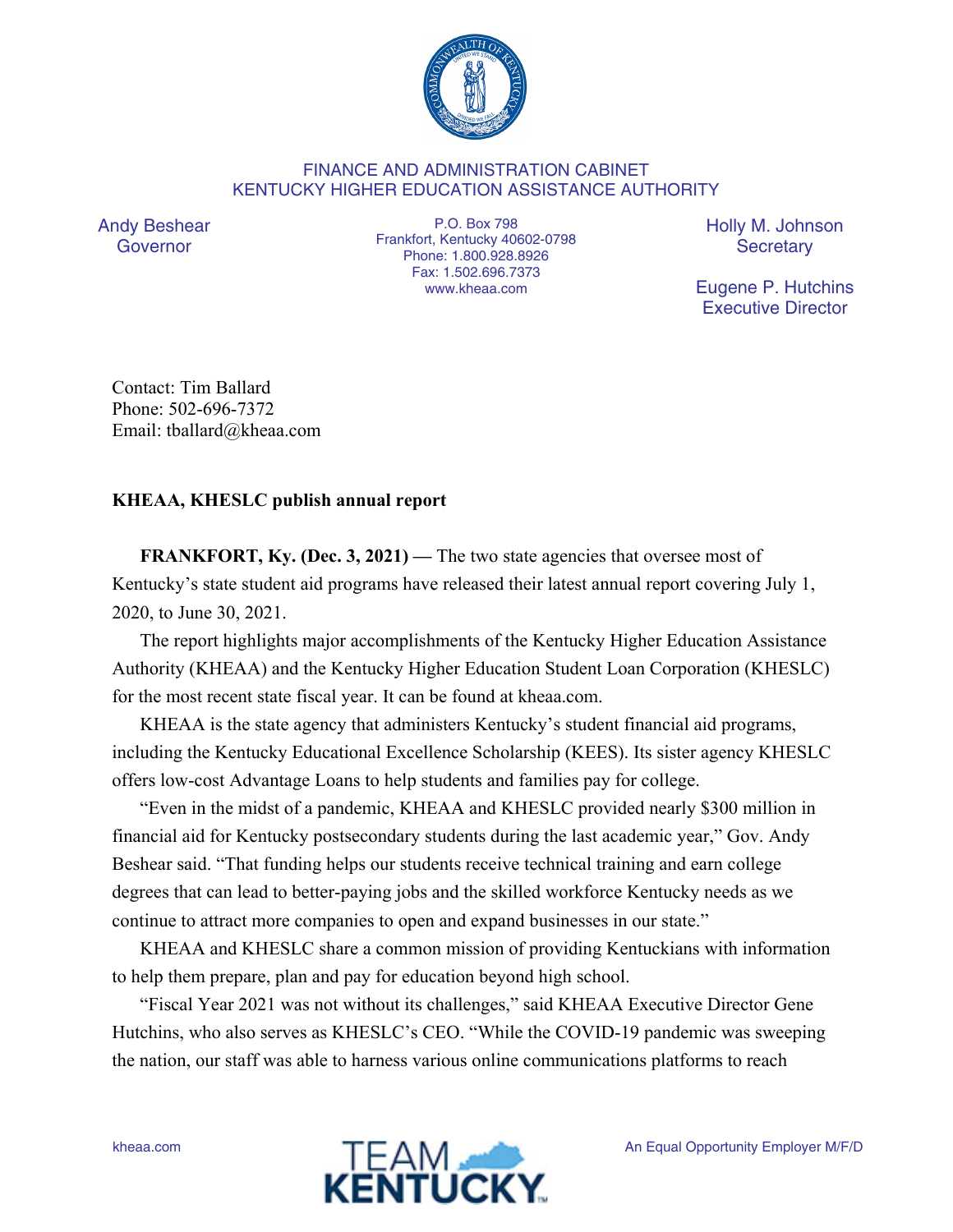FINANCE AND ADMINISTRATION CABINET
KENTUCKY HIGHER EDUCATION ASSISTANCE AUTHORITY

Andy Beshear
Governor

P.O. Box 798
Frankfort, Kentucky 40602-0798
Phone: 1.800.928.8926
Fax: 1.502.696.7373
www.kheaa.com

Holly M. Johnson
Secretary

Eugene P. Hutchins
Executive Director

Contact: Tim Ballard
Phone: 502-696-7372
Email: tballard@kheaa.com

**KHEAA, KHESLC publish annual report**

**FRANKFORT, Ky. (Dec. 3, 2021) —** The two state agencies that oversee most of Kentucky's state student aid programs have released their latest annual report covering July 1, 2020, to June 30, 2021.

The report highlights major accomplishments of the Kentucky Higher Education Assistance Authority (KHEAA) and the Kentucky Higher Education Student Loan Corporation (KHESLC) for the most recent state fiscal year. It can be found at kheaa.com.

KHEAA is the state agency that administers Kentucky's student financial aid programs, including the Kentucky Educational Excellence Scholarship (KEES). Its sister agency KHESLC offers low-cost Advantage Loans to help students and families pay for college.

"Even in the midst of a pandemic, KHEAA and KHESLC provided nearly $300 million in financial aid for Kentucky postsecondary students during the last academic year," Gov. Andy Beshear said. "That funding helps our students receive technical training and earn college degrees that can lead to better-paying jobs and the skilled workforce Kentucky needs as we continue to attract more companies to open and expand businesses in our state."

KHEAA and KHESLC share a common mission of providing Kentuckians with information to help them prepare, plan and pay for education beyond high school.

"Fiscal Year 2021 was not without its challenges," said KHEAA Executive Director Gene Hutchins, who also serves as KHESLC's CEO. "While the COVID-19 pandemic was sweeping the nation, our staff was able to harness various online communications platforms to reach

kheaa.com

An Equal Opportunity Employer M/F/D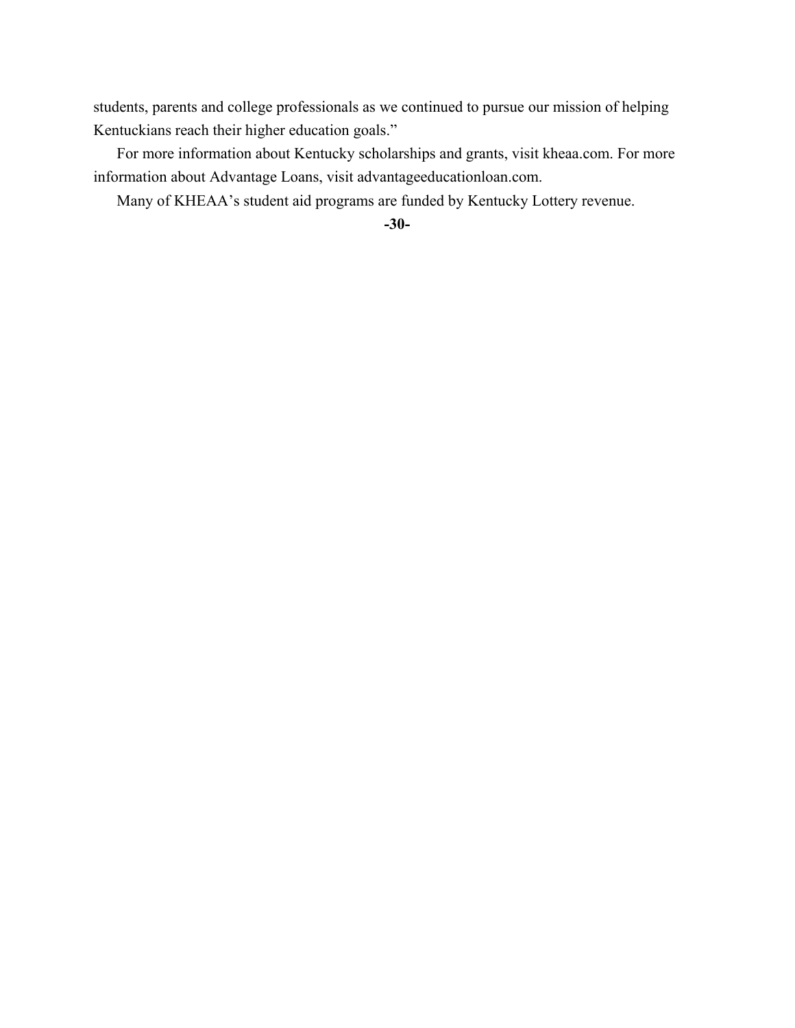students, parents and college professionals as we continued to pursue our mission of helping Kentuckians reach their higher education goals."

For more information about Kentucky scholarships and grants, visit kheaa.com. For more information about Advantage Loans, visit advantageeducationloan.com.

Many of KHEAA's student aid programs are funded by Kentucky Lottery revenue.

**-30-**